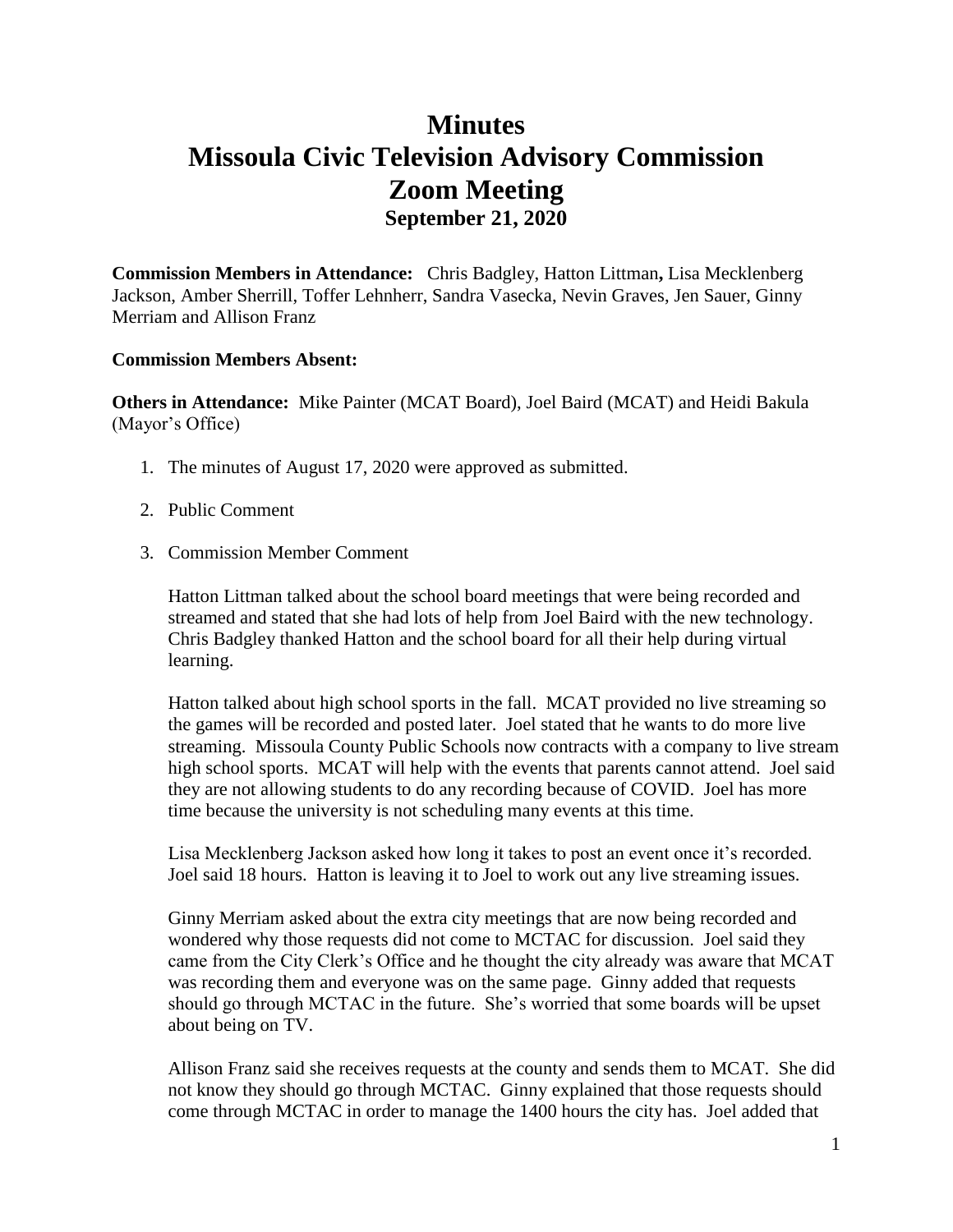# Minutes
# Missoula Civic Television Advisory Commission
# Zoom Meeting
## September 21, 2020

**Commission Members in Attendance:** Chris Badgley, Hatton Littman**,** Lisa Mecklenberg Jackson, Amber Sherrill, Toffer Lehnherr, Sandra Vasecka, Nevin Graves, Jen Sauer, Ginny Merriam and Allison Franz

**Commission Members Absent:**

**Others in Attendance:** Mike Painter (MCAT Board), Joel Baird (MCAT) and Heidi Bakula (Mayor's Office)

1. The minutes of August 17, 2020 were approved as submitted.

2. Public Comment

3. Commission Member Comment

   Hatton Littman talked about the school board meetings that were being recorded and streamed and stated that she had lots of help from Joel Baird with the new technology. Chris Badgley thanked Hatton and the school board for all their help during virtual learning.

   Hatton talked about high school sports in the fall. MCAT provided no live streaming so the games will be recorded and posted later. Joel stated that he wants to do more live streaming. Missoula County Public Schools now contracts with a company to live stream high school sports. MCAT will help with the events that parents cannot attend. Joel said they are not allowing students to do any recording because of COVID. Joel has more time because the university is not scheduling many events at this time.

   Lisa Mecklenberg Jackson asked how long it takes to post an event once it's recorded. Joel said 18 hours. Hatton is leaving it to Joel to work out any live streaming issues.

   Ginny Merriam asked about the extra city meetings that are now being recorded and wondered why those requests did not come to MCTAC for discussion. Joel said they came from the City Clerk's Office and he thought the city already was aware that MCAT was recording them and everyone was on the same page. Ginny added that requests should go through MCTAC in the future. She's worried that some boards will be upset about being on TV.

   Allison Franz said she receives requests at the county and sends them to MCAT. She did not know they should go through MCTAC. Ginny explained that those requests should come through MCTAC in order to manage the 1400 hours the city has. Joel added that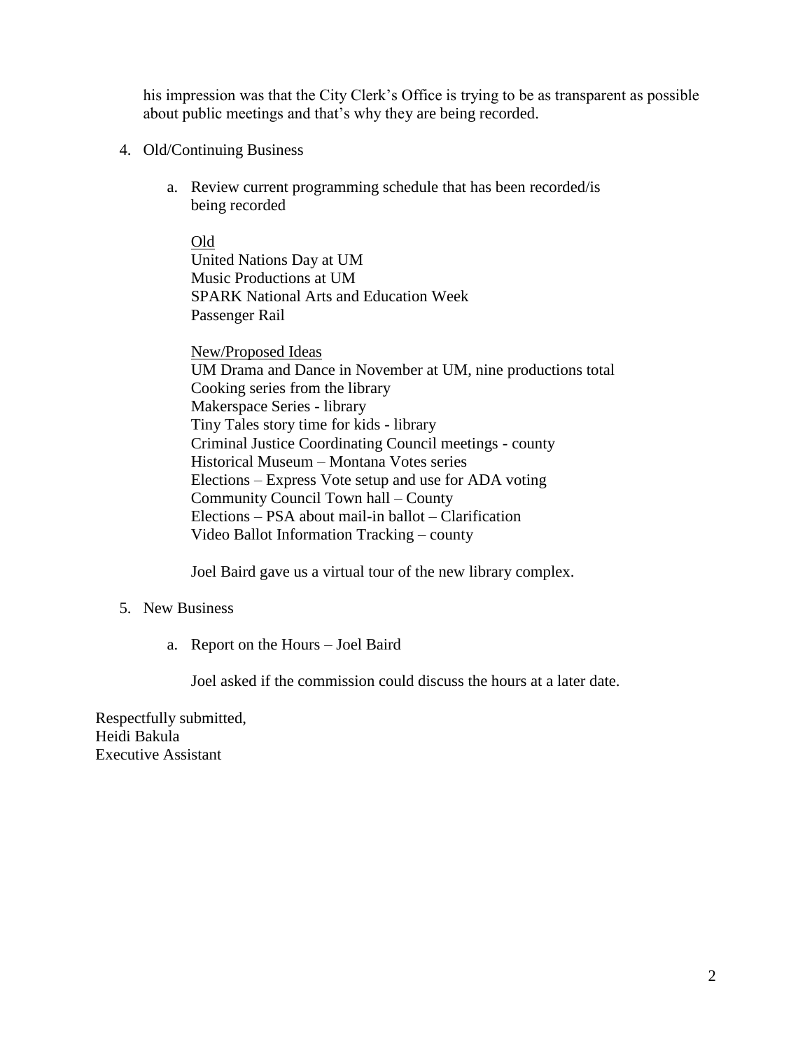his impression was that the City Clerk's Office is trying to be as transparent as possible about public meetings and that's why they are being recorded.

4. Old/Continuing Business

   a. Review current programming schedule that has been recorded/is being recorded

      Old
      United Nations Day at UM
      Music Productions at UM
      SPARK National Arts and Education Week
      Passenger Rail

      New/Proposed Ideas
      UM Drama and Dance in November at UM, nine productions total
      Cooking series from the library
      Makerspace Series - library
      Tiny Tales story time for kids - library
      Criminal Justice Coordinating Council meetings - county
      Historical Museum – Montana Votes series
      Elections – Express Vote setup and use for ADA voting
      Community Council Town hall – County
      Elections – PSA about mail-in ballot – Clarification
      Video Ballot Information Tracking – county

      Joel Baird gave us a virtual tour of the new library complex.

5. New Business

   a. Report on the Hours – Joel Baird

      Joel asked if the commission could discuss the hours at a later date.

Respectfully submitted,
Heidi Bakula
Executive Assistant